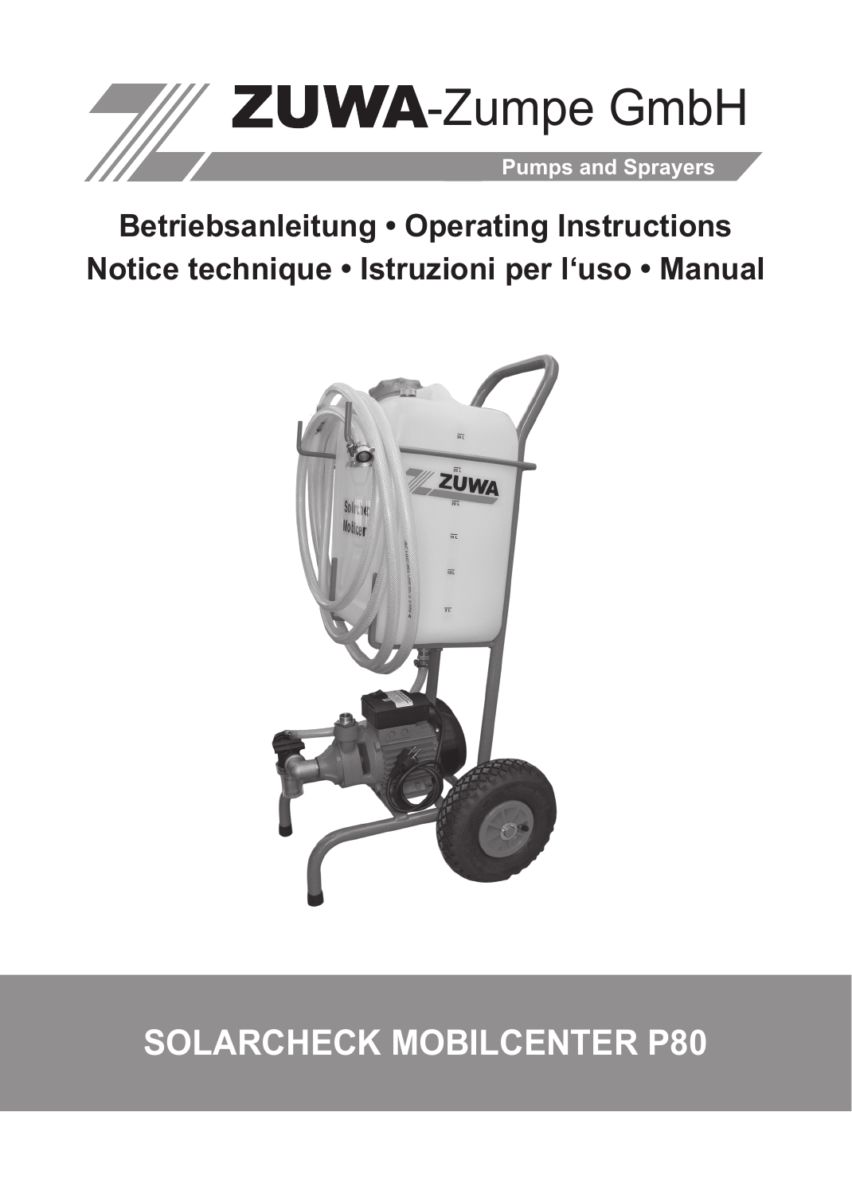# ZUWA-Zumpe GmbH

**Pumps and Sprayers**

## Betriebsanleitung • Operating Instructions
## Notice technique • Istruzioni per l'uso • Manual

# SOLARCHECK MOBILCENTER P80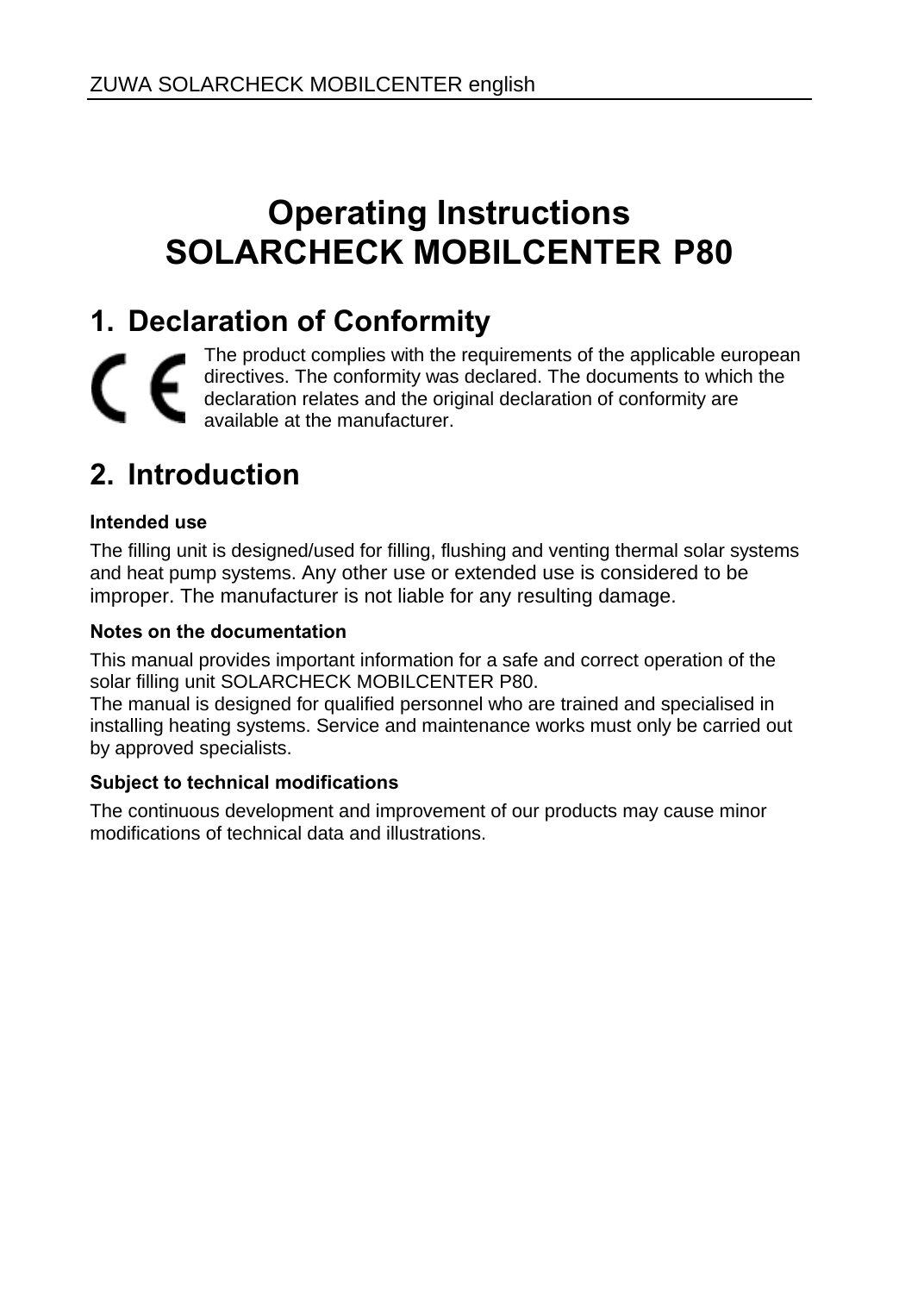# Operating Instructions
# SOLARCHECK MOBILCENTER P80

## 1. Declaration of Conformity

CE

The product complies with the requirements of the applicable european directives. The conformity was declared. The documents to which the declaration relates and the original declaration of conformity are available at the manufacturer.

## 2. Introduction

### Intended use

The filling unit is designed/used for filling, flushing and venting thermal solar systems and heat pump systems. Any other use or extended use is considered to be improper. The manufacturer is not liable for any resulting damage.

### Notes on the documentation

This manual provides important information for a safe and correct operation of the solar filling unit SOLARCHECK MOBILCENTER P80.
The manual is designed for qualified personnel who are trained and specialised in installing heating systems. Service and maintenance works must only be carried out by approved specialists.

### Subject to technical modifications

The continuous development and improvement of our products may cause minor modifications of technical data and illustrations.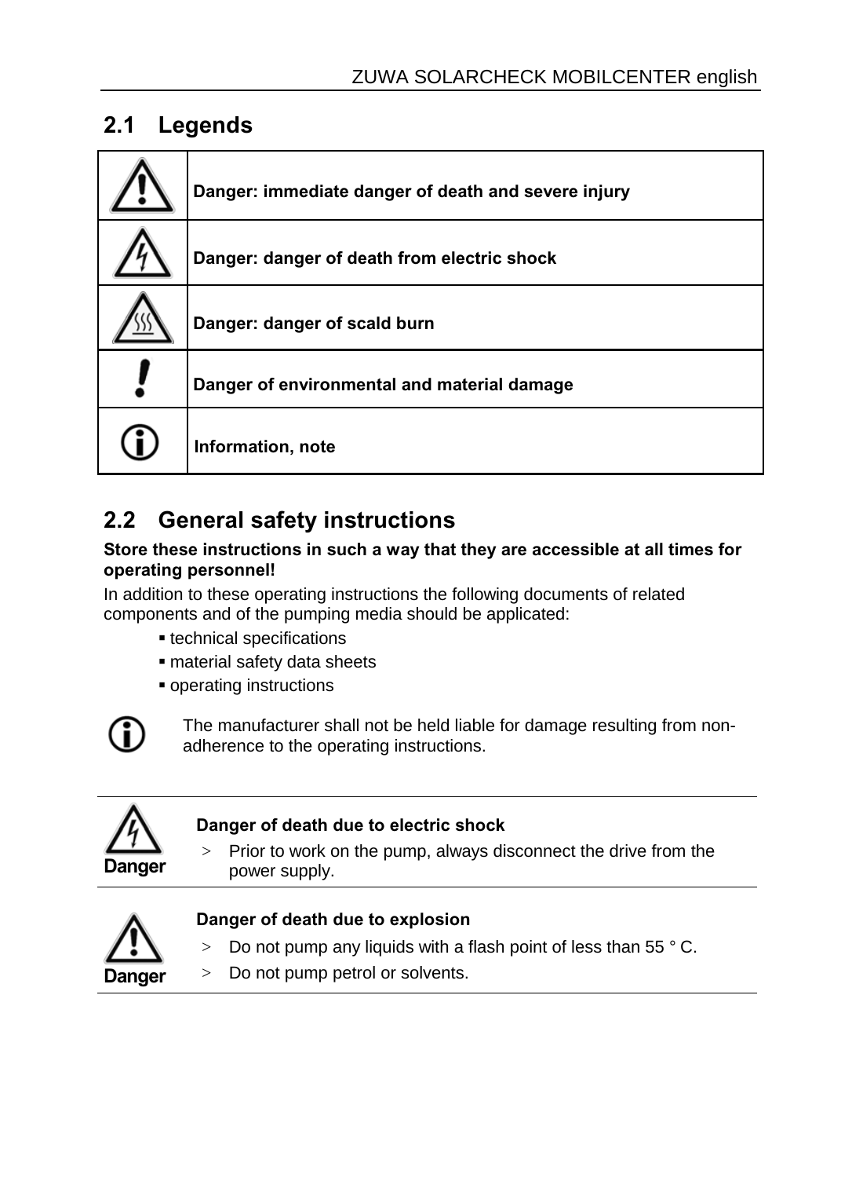## 2.1 Legends

| | |
|---|---|
| | **Danger: immediate danger of death and severe injury** |
| | **Danger: danger of death from electric shock** |
| | **Danger: danger of scald burn** |
| | **Danger of environmental and material damage** |
| | **Information, note** |

## 2.2 General safety instructions

**Store these instructions in such a way that they are accessible at all times for operating personnel!**

In addition to these operating instructions the following documents of related components and of the pumping media should be applicated:

- technical specifications
- material safety data sheets
- operating instructions

The manufacturer shall not be held liable for damage resulting from non-adherence to the operating instructions.

---

Danger

**Danger of death due to electric shock**

> Prior to work on the pump, always disconnect the drive from the power supply.

---

Danger

**Danger of death due to explosion**

> Do not pump any liquids with a flash point of less than 55 ° C.

> Do not pump petrol or solvents.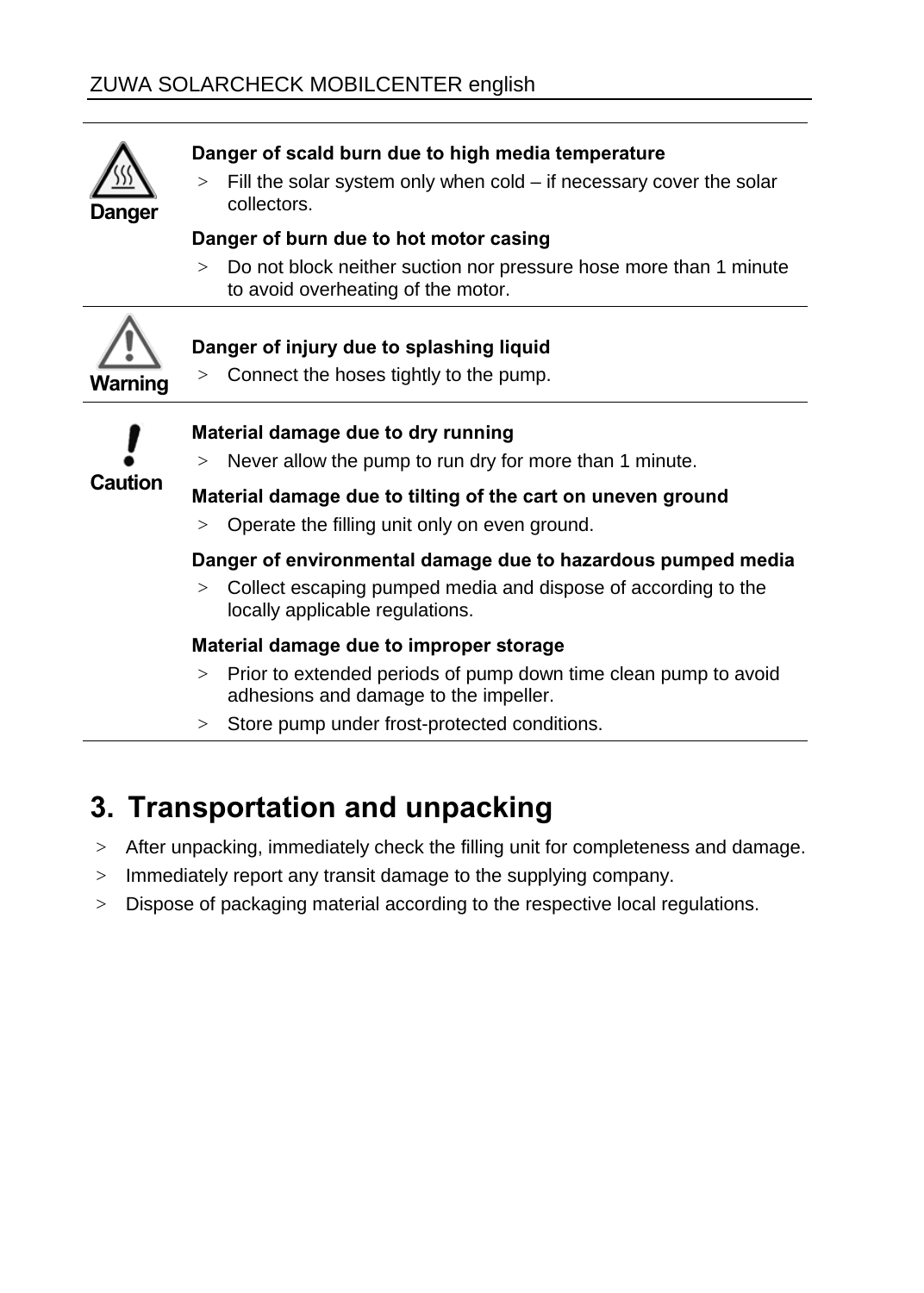**Danger**

**Danger of scald burn due to high media temperature**

> Fill the solar system only when cold – if necessary cover the solar collectors.

**Danger of burn due to hot motor casing**

> Do not block neither suction nor pressure hose more than 1 minute to avoid overheating of the motor.

---

**Warning**

**Danger of injury due to splashing liquid**

> Connect the hoses tightly to the pump.

---

**Caution**

**Material damage due to dry running**

> Never allow the pump to run dry for more than 1 minute.

**Material damage due to tilting of the cart on uneven ground**

> Operate the filling unit only on even ground.

**Danger of environmental damage due to hazardous pumped media**

> Collect escaping pumped media and dispose of according to the locally applicable regulations.

**Material damage due to improper storage**

> Prior to extended periods of pump down time clean pump to avoid adhesions and damage to the impeller.

> Store pump under frost-protected conditions.

---

# 3. Transportation and unpacking

> After unpacking, immediately check the filling unit for completeness and damage.

> Immediately report any transit damage to the supplying company.

> Dispose of packaging material according to the respective local regulations.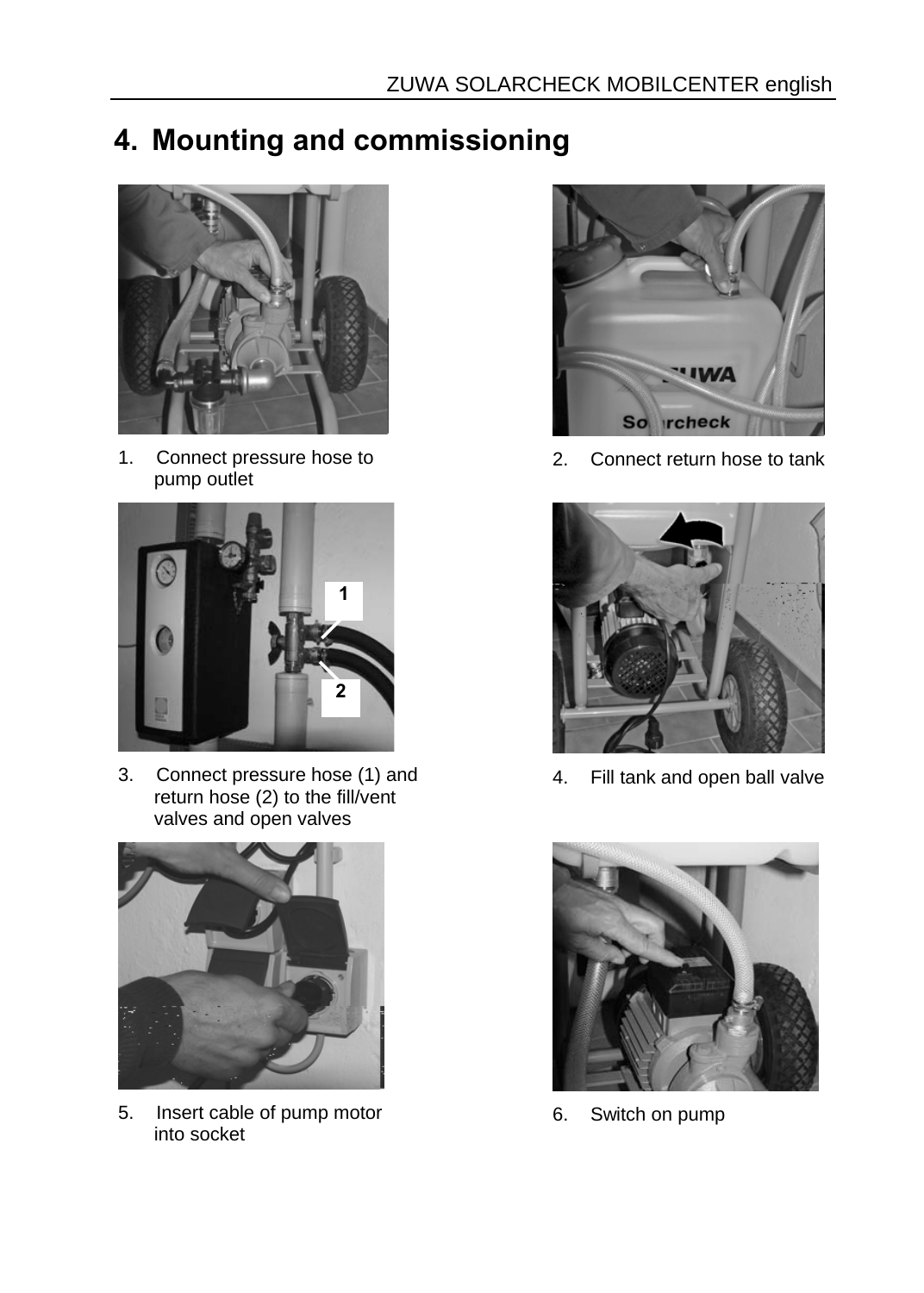# 4. Mounting and commissioning

1. Connect pressure hose to pump outlet

2. Connect return hose to tank

3. Connect pressure hose (1) and return hose (2) to the fill/vent valves and open valves

4. Fill tank and open ball valve

5. Insert cable of pump motor into socket

6. Switch on pump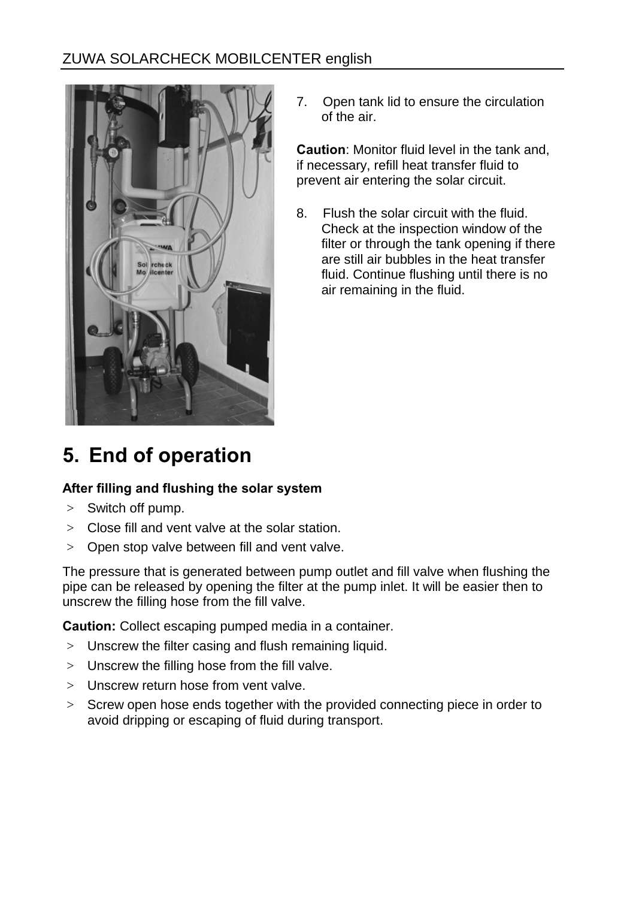7. Open tank lid to ensure the circulation of the air.

**Caution**: Monitor fluid level in the tank and, if necessary, refill heat transfer fluid to prevent air entering the solar circuit.

8. Flush the solar circuit with the fluid. Check at the inspection window of the filter or through the tank opening if there are still air bubbles in the heat transfer fluid. Continue flushing until there is no air remaining in the fluid.

# 5. End of operation

**After filling and flushing the solar system**

> Switch off pump.

> Close fill and vent valve at the solar station.

> Open stop valve between fill and vent valve.

The pressure that is generated between pump outlet and fill valve when flushing the pipe can be released by opening the filter at the pump inlet. It will be easier then to unscrew the filling hose from the fill valve.

**Caution:** Collect escaping pumped media in a container.

> Unscrew the filter casing and flush remaining liquid.

> Unscrew the filling hose from the fill valve.

> Unscrew return hose from vent valve.

> Screw open hose ends together with the provided connecting piece in order to avoid dripping or escaping of fluid during transport.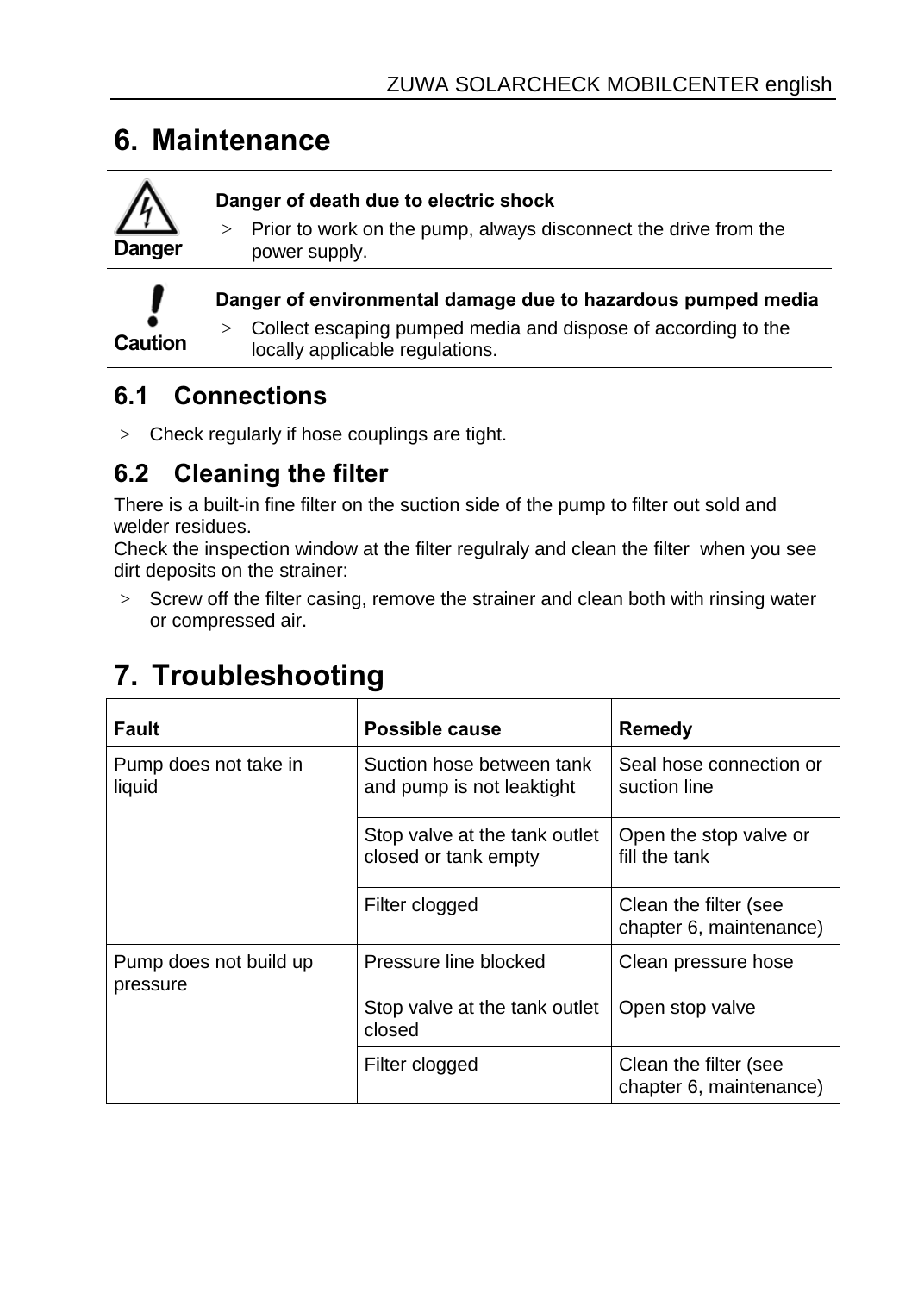# 6. Maintenance

**Danger**

**Danger of death due to electric shock**

> Prior to work on the pump, always disconnect the drive from the power supply.

**Caution**

**Danger of environmental damage due to hazardous pumped media**

> Collect escaping pumped media and dispose of according to the locally applicable regulations.

## 6.1 Connections

> Check regularly if hose couplings are tight.

## 6.2 Cleaning the filter

There is a built-in fine filter on the suction side of the pump to filter out sold and welder residues.
Check the inspection window at the filter regulraly and clean the filter when you see dirt deposits on the strainer:

> Screw off the filter casing, remove the strainer and clean both with rinsing water or compressed air.

# 7. Troubleshooting

| Fault | Possible cause | Remedy |
| --- | --- | --- |
| Pump does not take in liquid | Suction hose between tank and pump is not leaktight | Seal hose connection or suction line |
| | Stop valve at the tank outlet closed or tank empty | Open the stop valve or fill the tank |
| | Filter clogged | Clean the filter (see chapter 6, maintenance) |
| Pump does not build up pressure | Pressure line blocked | Clean pressure hose |
| | Stop valve at the tank outlet closed | Open stop valve |
| | Filter clogged | Clean the filter (see chapter 6, maintenance) |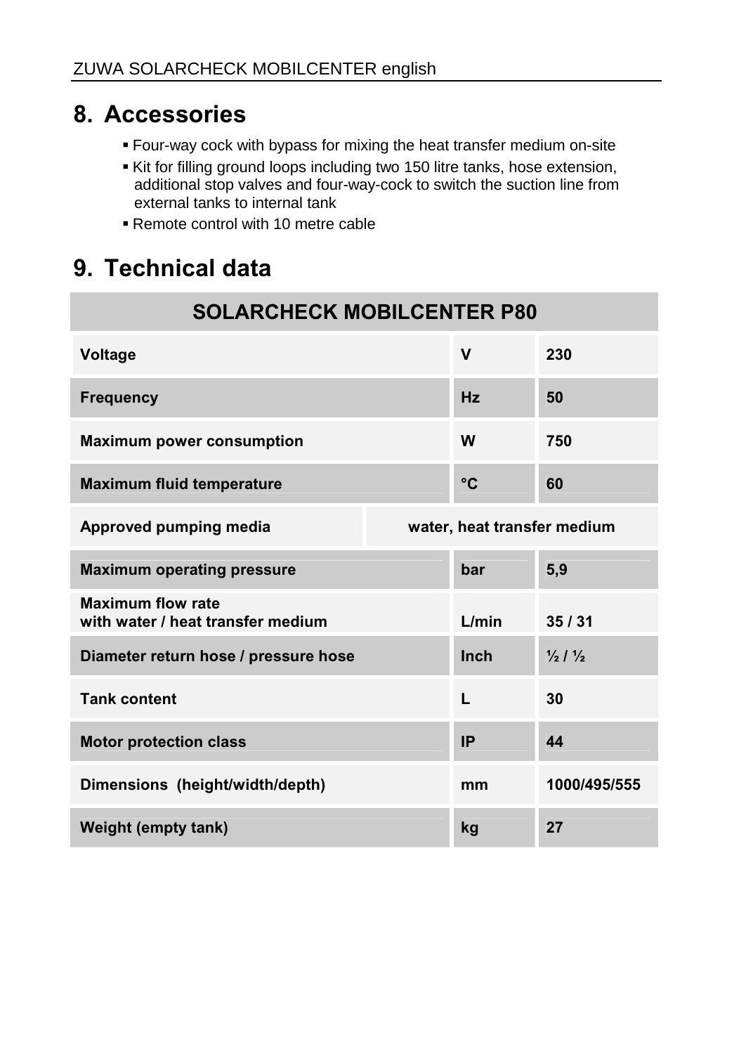## 8. Accessories

- Four-way cock with bypass for mixing the heat transfer medium on-site
- Kit for filling ground loops including two 150 litre tanks, hose extension, additional stop valves and four-way-cock to switch the suction line from external tanks to internal tank
- Remote control with 10 metre cable

## 9. Technical data

| SOLARCHECK MOBILCENTER P80 | | |
|---|---|---|
| **Voltage** | **V** | **230** |
| **Frequency** | **Hz** | **50** |
| **Maximum power consumption** | **W** | **750** |
| **Maximum fluid temperature** | **°C** | **60** |
| **Approved pumping media** | **water, heat transfer medium** | |
| **Maximum operating pressure** | **bar** | **5,9** |
| **Maximum flow rate with water / heat transfer medium** | **L/min** | **35 / 31** |
| **Diameter return hose / pressure hose** | **Inch** | **½ / ½** |
| **Tank content** | **L** | **30** |
| **Motor protection class** | **IP** | **44** |
| **Dimensions (height/width/depth)** | **mm** | **1000/495/555** |
| **Weight (empty tank)** | **kg** | **27** |